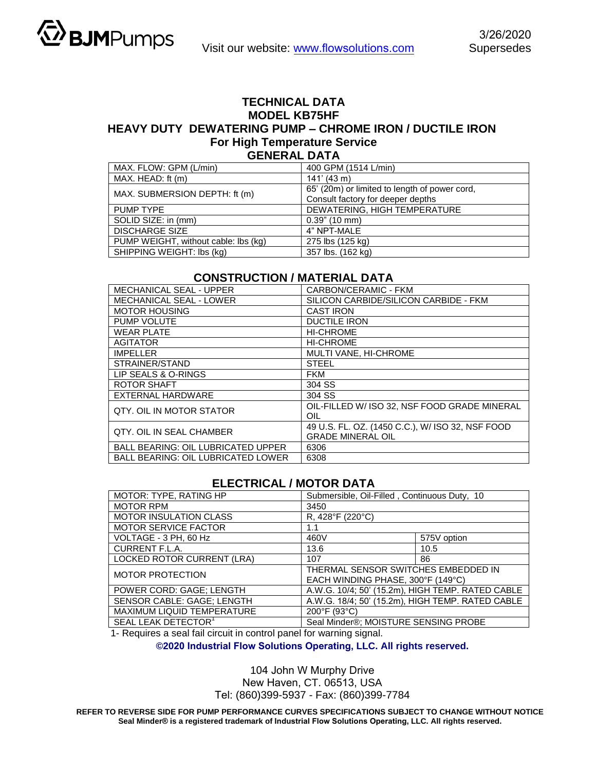BJMPumps

Visit our website: www.flowsolutions.com

3/26/2020
Supersedes

# TECHNICAL DATA
# MODEL KB75HF
## HEAVY DUTY DEWATERING PUMP – CHROME IRON / DUCTILE IRON
## For High Temperature Service

### GENERAL DATA

| | |
|---|---|
| MAX. FLOW: GPM (L/min) | 400 GPM (1514 L/min) |
| MAX. HEAD: ft (m) | 141' (43 m) |
| MAX. SUBMERSION DEPTH: ft (m) | 65' (20m) or limited to length of power cord, Consult factory for deeper depths |
| PUMP TYPE | DEWATERING, HIGH TEMPERATURE |
| SOLID SIZE: in (mm) | 0.39" (10 mm) |
| DISCHARGE SIZE | 4" NPT-MALE |
| PUMP WEIGHT, without cable: lbs (kg) | 275 lbs (125 kg) |
| SHIPPING WEIGHT: lbs (kg) | 357 lbs. (162 kg) |

### CONSTRUCTION / MATERIAL DATA

| | |
|---|---|
| MECHANICAL SEAL - UPPER | CARBON/CERAMIC - FKM |
| MECHANICAL SEAL - LOWER | SILICON CARBIDE/SILICON CARBIDE - FKM |
| MOTOR HOUSING | CAST IRON |
| PUMP VOLUTE | DUCTILE IRON |
| WEAR PLATE | HI-CHROME |
| AGITATOR | HI-CHROME |
| IMPELLER | MULTI VANE, HI-CHROME |
| STRAINER/STAND | STEEL |
| LIP SEALS & O-RINGS | FKM |
| ROTOR SHAFT | 304 SS |
| EXTERNAL HARDWARE | 304 SS |
| QTY. OIL IN MOTOR STATOR | OIL-FILLED W/ ISO 32, NSF FOOD GRADE MINERAL OIL |
| QTY. OIL IN SEAL CHAMBER | 49 U.S. FL. OZ. (1450 C.C.), W/ ISO 32, NSF FOOD GRADE MINERAL OIL |
| BALL BEARING: OIL LUBRICATED UPPER | 6306 |
| BALL BEARING: OIL LUBRICATED LOWER | 6308 |

### ELECTRICAL / MOTOR DATA

| | | |
|---|---|---|
| MOTOR: TYPE, RATING HP | Submersible, Oil-Filled , Continuous Duty, 10 | |
| MOTOR RPM | 3450 | |
| MOTOR INSULATION CLASS | R, 428°F (220°C) | |
| MOTOR SERVICE FACTOR | 1.1 | |
| VOLTAGE - 3 PH, 60 Hz | 460V | 575V option |
| CURRENT F.L.A. | 13.6 | 10.5 |
| LOCKED ROTOR CURRENT (LRA) | 107 | 86 |
| MOTOR PROTECTION | THERMAL SENSOR SWITCHES EMBEDDED IN EACH WINDING PHASE, 300°F (149°C) | |
| POWER CORD: GAGE; LENGTH | A.W.G. 10/4; 50' (15.2m), HIGH TEMP. RATED CABLE | |
| SENSOR CABLE: GAGE; LENGTH | A.W.G. 18/4; 50' (15.2m), HIGH TEMP. RATED CABLE | |
| MAXIMUM LIQUID TEMPERATURE | 200°F (93°C) | |
| SEAL LEAK DETECTOR[1] | Seal Minder®; MOISTURE SENSING PROBE | |

1- Requires a seal fail circuit in control panel for warning signal.

**©2020 Industrial Flow Solutions Operating, LLC. All rights reserved.**

104 John W Murphy Drive
New Haven, CT. 06513, USA
Tel: (860)399-5937 - Fax: (860)399-7784

**REFER TO REVERSE SIDE FOR PUMP PERFORMANCE CURVES SPECIFICATIONS SUBJECT TO CHANGE WITHOUT NOTICE**
**Seal Minder® is a registered trademark of Industrial Flow Solutions Operating, LLC. All rights reserved.**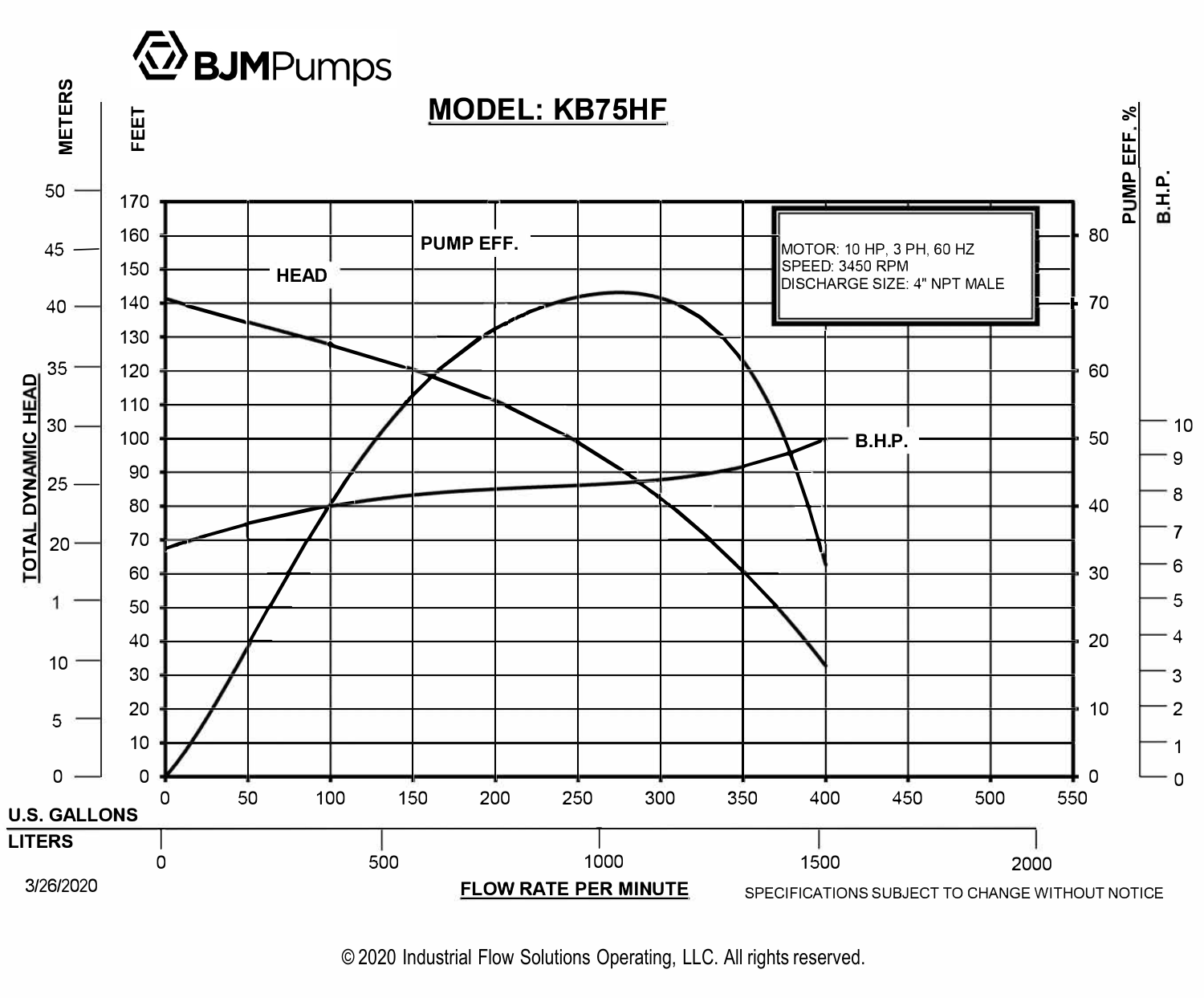BJMPumps

# MODEL: KB75HF

MOTOR: 10 HP, 3 PH, 60 HZ
SPEED: 3450 RPM
DISCHARGE SIZE: 4" NPT MALE

HEAD

PUMP EFF.

B.H.P.

METERS

FEET

TOTAL DYNAMIC HEAD

PUMP EFF. %

B.H.P.

0
5
10
1
20
25
30
35
40
45
50

0
10
20
30
40
50
60
70
80
90
100
110
120
130
140
150
160
170

0
10
20
30
40
50
60
70
80

0
1
2
3
4
5
6
7
8
9
10

U.S. GALLONS

0
50
100
150
200
250
300
350
400
450
500
550

LITERS

0
500
1000
1500
2000

FLOW RATE PER MINUTE

3/26/2020

SPECIFICATIONS SUBJECT TO CHANGE WITHOUT NOTICE

© 2020 Industrial Flow Solutions Operating, LLC. All rights reserved.